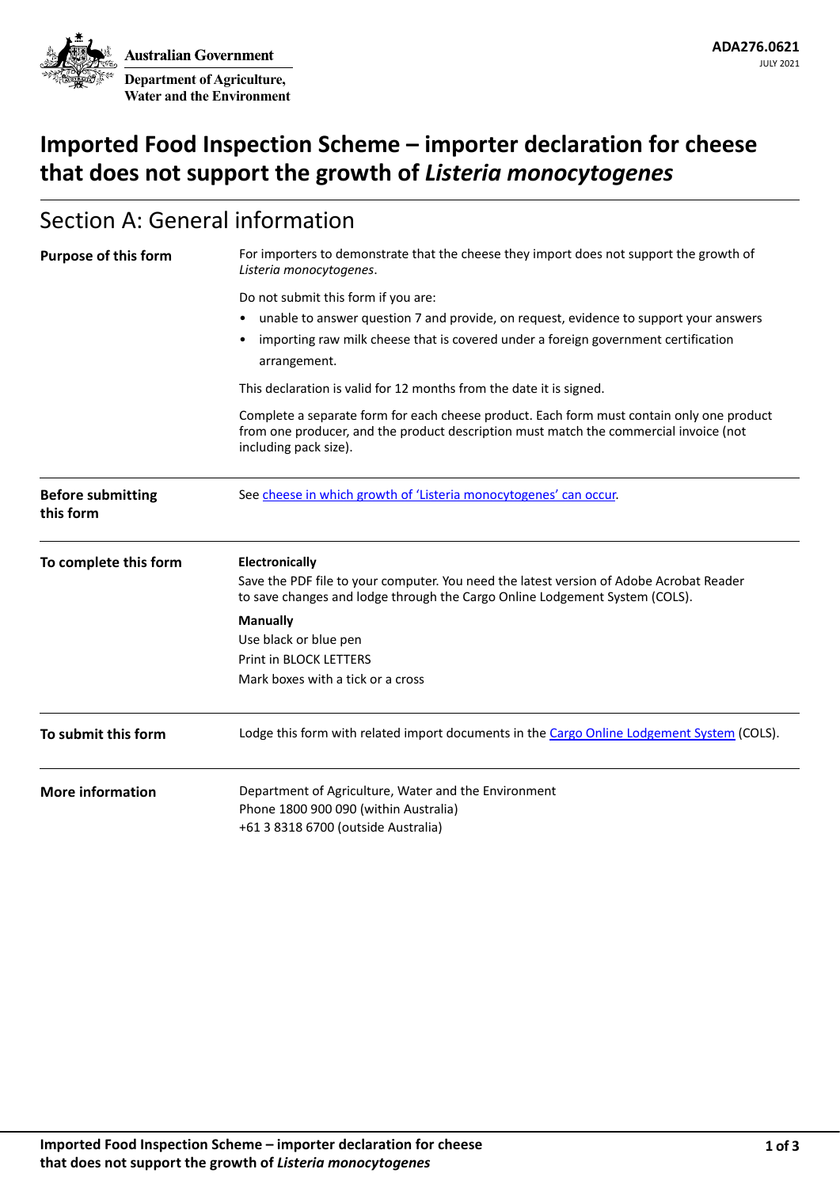Australian Government

Department of Agriculture, Water and the Environment

ADA276.0621

JULY 2021

# Imported Food Inspection Scheme – importer declaration for cheese that does not support the growth of *Listeria monocytogenes*

## Section A: General information

| | |
|---|---|
| **Purpose of this form** | For importers to demonstrate that the cheese they import does not support the growth of *Listeria monocytogenes*.<br><br>Do not submit this form if you are:<br>• unable to answer question 7 and provide, on request, evidence to support your answers<br>• importing raw milk cheese that is covered under a foreign government certification arrangement.<br><br>This declaration is valid for 12 months from the date it is signed.<br><br>Complete a separate form for each cheese product. Each form must contain only one product from one producer, and the product description must match the commercial invoice (not including pack size). |
| **Before submitting this form** | See cheese in which growth of 'Listeria monocytogenes' can occur. |
| **To complete this form** | **Electronically**<br>Save the PDF file to your computer. You need the latest version of Adobe Acrobat Reader to save changes and lodge through the Cargo Online Lodgement System (COLS).<br><br>**Manually**<br>Use black or blue pen<br>Print in BLOCK LETTERS<br>Mark boxes with a tick or a cross |
| **To submit this form** | Lodge this form with related import documents in the Cargo Online Lodgement System (COLS). |
| **More information** | Department of Agriculture, Water and the Environment<br>Phone 1800 900 090 (within Australia)<br>+61 3 8318 6700 (outside Australia) |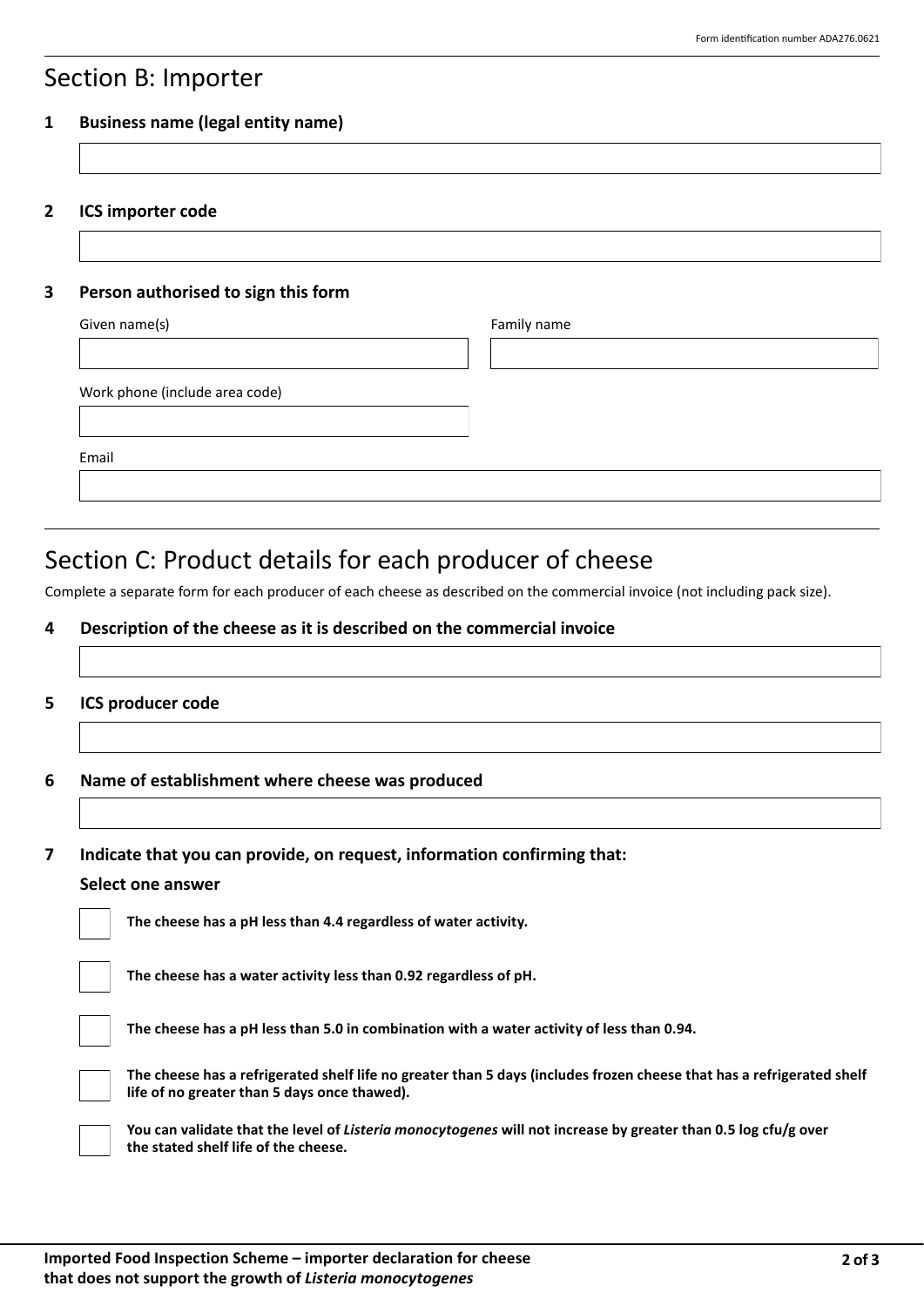Form identification number ADA276.0621

## Section B: Importer

**1 Business name (legal entity name)**

**2 ICS importer code**

**3 Person authorised to sign this form**

Given name(s)

Family name

Work phone (include area code)

Email

## Section C: Product details for each producer of cheese

Complete a separate form for each producer of each cheese as described on the commercial invoice (not including pack size).

**4 Description of the cheese as it is described on the commercial invoice**

**5 ICS producer code**

**6 Name of establishment where cheese was produced**

**7 Indicate that you can provide, on request, information confirming that:**

**Select one answer**

- [ ] **The cheese has a pH less than 4.4 regardless of water activity.**
- [ ] **The cheese has a water activity less than 0.92 regardless of pH.**
- [ ] **The cheese has a pH less than 5.0 in combination with a water activity of less than 0.94.**
- [ ] **The cheese has a refrigerated shelf life no greater than 5 days (includes frozen cheese that has a refrigerated shelf life of no greater than 5 days once thawed).**
- [ ] **You can validate that the level of *Listeria monocytogenes* will not increase by greater than 0.5 log cfu/g over the stated shelf life of the cheese.**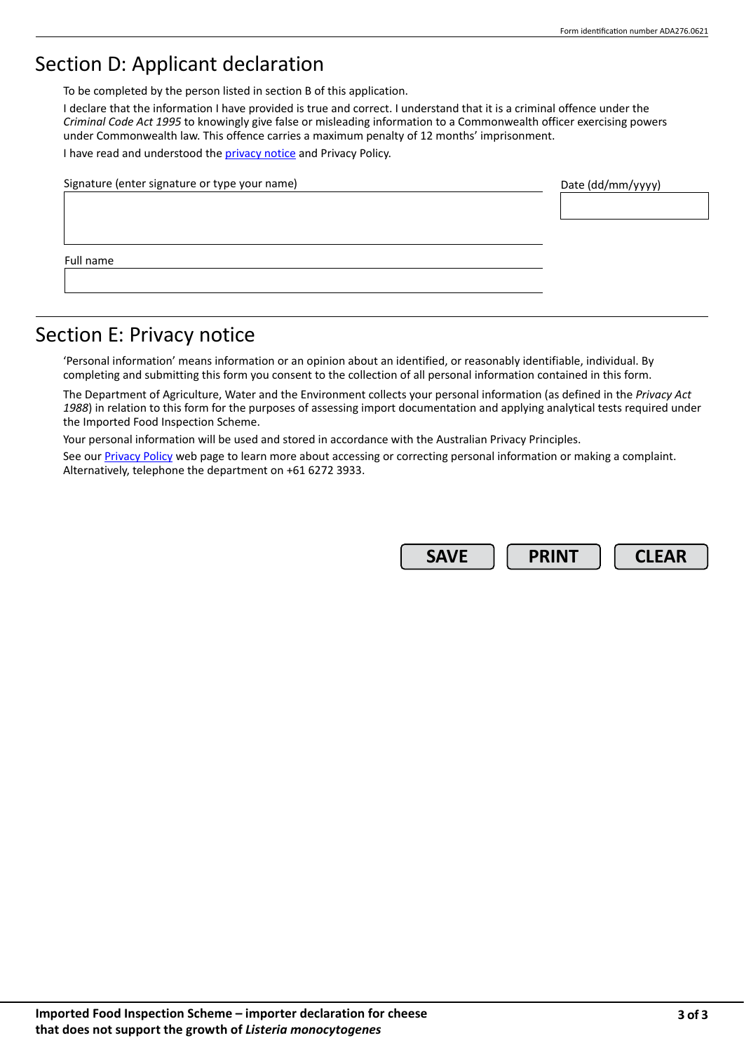## Section D: Applicant declaration

To be completed by the person listed in section B of this application.

I declare that the information I have provided is true and correct. I understand that it is a criminal offence under the *Criminal Code Act 1995* to knowingly give false or misleading information to a Commonwealth officer exercising powers under Commonwealth law. This offence carries a maximum penalty of 12 months' imprisonment.

I have read and understood the privacy notice and Privacy Policy.

Signature (enter signature or type your name)

Date (dd/mm/yyyy)

Full name

## Section E: Privacy notice

'Personal information' means information or an opinion about an identified, or reasonably identifiable, individual. By completing and submitting this form you consent to the collection of all personal information contained in this form.

The Department of Agriculture, Water and the Environment collects your personal information (as defined in the *Privacy Act 1988*) in relation to this form for the purposes of assessing import documentation and applying analytical tests required under the Imported Food Inspection Scheme.

Your personal information will be used and stored in accordance with the Australian Privacy Principles.

See our Privacy Policy web page to learn more about accessing or correcting personal information or making a complaint. Alternatively, telephone the department on +61 6272 3933.

SAVE PRINT CLEAR